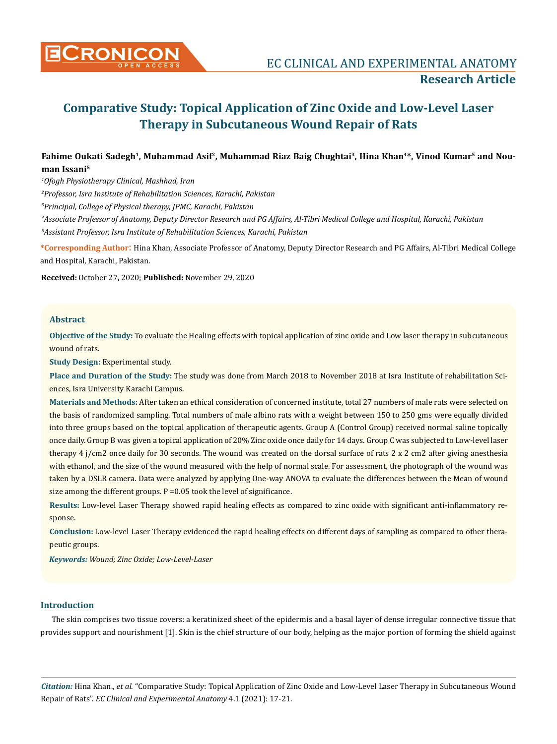# Comparative Study: Topical Application of Zinc Oxide and Low-Level Laser Therapy in Subcutaneous Wound Repair of Rats

**Fahime Oukati Sadegh[1], Muhammad Asif[2], Muhammad Riaz Baig Chughtai[3], Hina Khan[4]*, Vinod Kumar[5] and Nouman Issani[5]**

[1]*Ofogh Physiotherapy Clinical, Mashhad, Iran*

[2]*Professor, Isra Institute of Rehabilitation Sciences, Karachi, Pakistan*

[3]*Principal, College of Physical therapy, JPMC, Karachi, Pakistan*

[4]*Associate Professor of Anatomy, Deputy Director Research and PG Affairs, Al-Tibri Medical College and Hospital, Karachi, Pakistan*

[5]*Assistant Professor, Isra Institute of Rehabilitation Sciences, Karachi, Pakistan*

**\*Corresponding Author:** Hina Khan, Associate Professor of Anatomy, Deputy Director Research and PG Affairs, Al-Tibri Medical College and Hospital, Karachi, Pakistan.

**Received:** October 27, 2020; **Published:** November 29, 2020

## Abstract

**Objective of the Study:** To evaluate the Healing effects with topical application of zinc oxide and Low laser therapy in subcutaneous wound of rats.

**Study Design:** Experimental study.

**Place and Duration of the Study:** The study was done from March 2018 to November 2018 at Isra Institute of rehabilitation Sciences, Isra University Karachi Campus.

**Materials and Methods:** After taken an ethical consideration of concerned institute, total 27 numbers of male rats were selected on the basis of randomized sampling. Total numbers of male albino rats with a weight between 150 to 250 gms were equally divided into three groups based on the topical application of therapeutic agents. Group A (Control Group) received normal saline topically once daily. Group B was given a topical application of 20% Zinc oxide once daily for 14 days. Group C was subjected to Low-level laser therapy 4 j/cm2 once daily for 30 seconds. The wound was created on the dorsal surface of rats 2 x 2 cm2 after giving anesthesia with ethanol, and the size of the wound measured with the help of normal scale. For assessment, the photograph of the wound was taken by a DSLR camera. Data were analyzed by applying One-way ANOVA to evaluate the differences between the Mean of wound size among the different groups. P =0.05 took the level of significance.

**Results:** Low-level Laser Therapy showed rapid healing effects as compared to zinc oxide with significant anti-inflammatory response.

**Conclusion:** Low-level Laser Therapy evidenced the rapid healing effects on different days of sampling as compared to other therapeutic groups.

***Keywords:*** *Wound; Zinc Oxide; Low-Level-Laser*

## Introduction

The skin comprises two tissue covers: a keratinized sheet of the epidermis and a basal layer of dense irregular connective tissue that provides support and nourishment [1]. Skin is the chief structure of our body, helping as the major portion of forming the shield against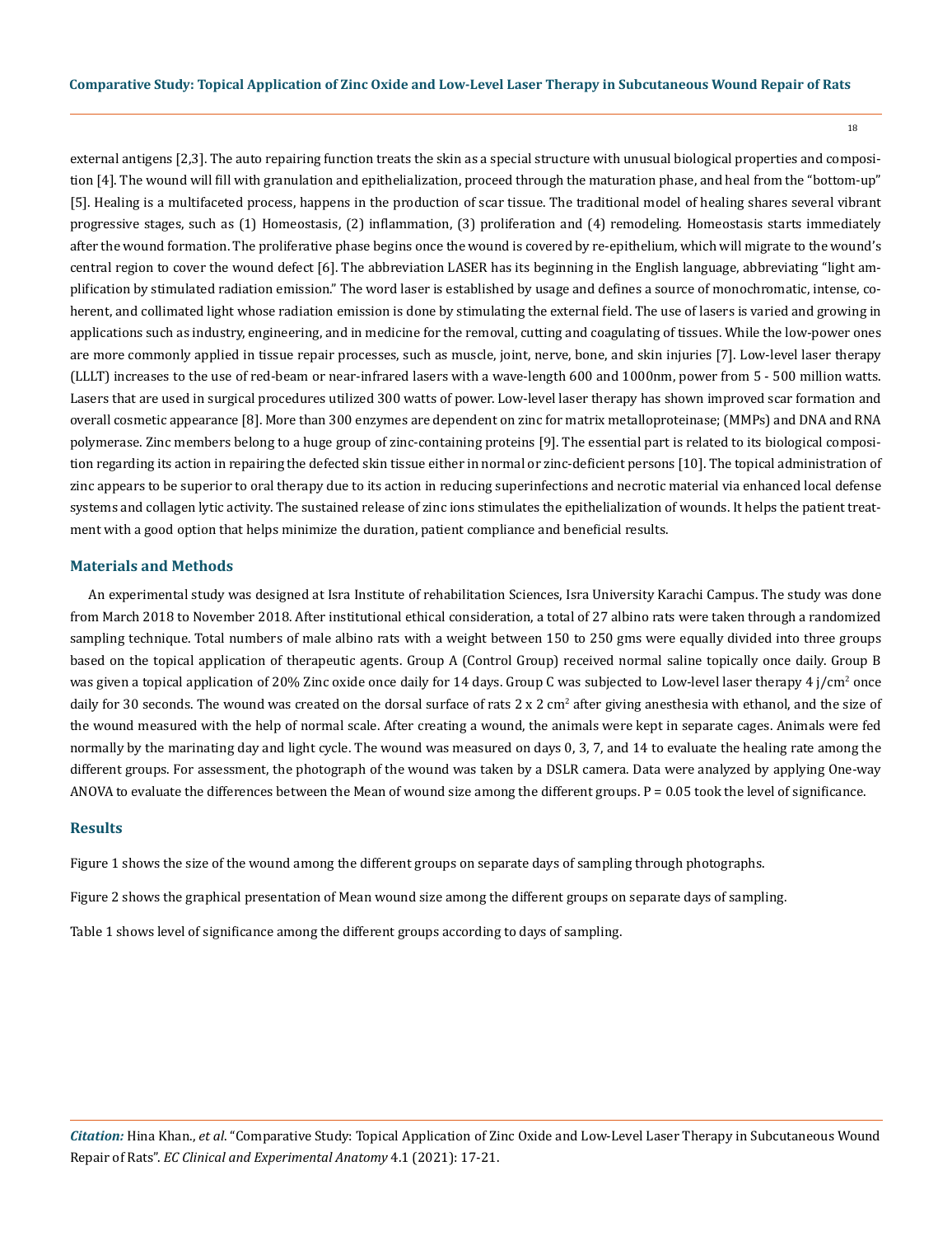external antigens [2,3]. The auto repairing function treats the skin as a special structure with unusual biological properties and composition [4]. The wound will fill with granulation and epithelialization, proceed through the maturation phase, and heal from the "bottom-up" [5]. Healing is a multifaceted process, happens in the production of scar tissue. The traditional model of healing shares several vibrant progressive stages, such as (1) Homeostasis, (2) inflammation, (3) proliferation and (4) remodeling. Homeostasis starts immediately after the wound formation. The proliferative phase begins once the wound is covered by re-epithelium, which will migrate to the wound's central region to cover the wound defect [6]. The abbreviation LASER has its beginning in the English language, abbreviating "light amplification by stimulated radiation emission." The word laser is established by usage and defines a source of monochromatic, intense, coherent, and collimated light whose radiation emission is done by stimulating the external field. The use of lasers is varied and growing in applications such as industry, engineering, and in medicine for the removal, cutting and coagulating of tissues. While the low-power ones are more commonly applied in tissue repair processes, such as muscle, joint, nerve, bone, and skin injuries [7]. Low-level laser therapy (LLLT) increases to the use of red-beam or near-infrared lasers with a wave-length 600 and 1000nm, power from 5 - 500 million watts. Lasers that are used in surgical procedures utilized 300 watts of power. Low-level laser therapy has shown improved scar formation and overall cosmetic appearance [8]. More than 300 enzymes are dependent on zinc for matrix metalloproteinase; (MMPs) and DNA and RNA polymerase. Zinc members belong to a huge group of zinc-containing proteins [9]. The essential part is related to its biological composition regarding its action in repairing the defected skin tissue either in normal or zinc-deficient persons [10]. The topical administration of zinc appears to be superior to oral therapy due to its action in reducing superinfections and necrotic material via enhanced local defense systems and collagen lytic activity. The sustained release of zinc ions stimulates the epithelialization of wounds. It helps the patient treatment with a good option that helps minimize the duration, patient compliance and beneficial results.

## Materials and Methods

An experimental study was designed at Isra Institute of rehabilitation Sciences, Isra University Karachi Campus. The study was done from March 2018 to November 2018. After institutional ethical consideration, a total of 27 albino rats were taken through a randomized sampling technique. Total numbers of male albino rats with a weight between 150 to 250 gms were equally divided into three groups based on the topical application of therapeutic agents. Group A (Control Group) received normal saline topically once daily. Group B was given a topical application of 20% Zinc oxide once daily for 14 days. Group C was subjected to Low-level laser therapy 4 j/cm$^2$ once daily for 30 seconds. The wound was created on the dorsal surface of rats 2 x 2 cm$^2$ after giving anesthesia with ethanol, and the size of the wound measured with the help of normal scale. After creating a wound, the animals were kept in separate cages. Animals were fed normally by the marinating day and light cycle. The wound was measured on days 0, 3, 7, and 14 to evaluate the healing rate among the different groups. For assessment, the photograph of the wound was taken by a DSLR camera. Data were analyzed by applying One-way ANOVA to evaluate the differences between the Mean of wound size among the different groups. P = 0.05 took the level of significance.

## Results

Figure 1 shows the size of the wound among the different groups on separate days of sampling through photographs.

Figure 2 shows the graphical presentation of Mean wound size among the different groups on separate days of sampling.

Table 1 shows level of significance among the different groups according to days of sampling.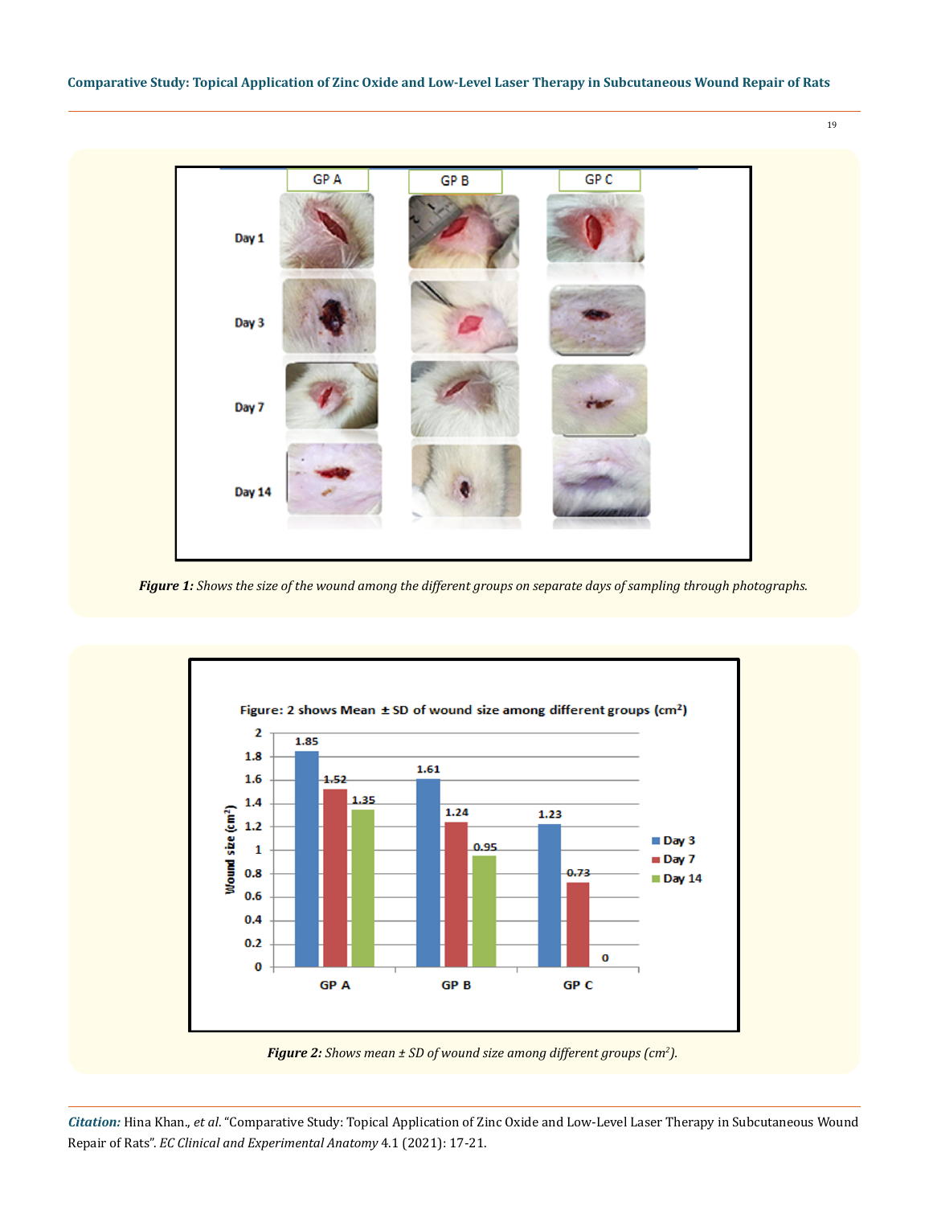*Figure 1: Shows the size of the wound among the different groups on separate days of sampling through photographs.*

*Figure 2: Shows mean ± SD of wound size among different groups (cm$^2$).*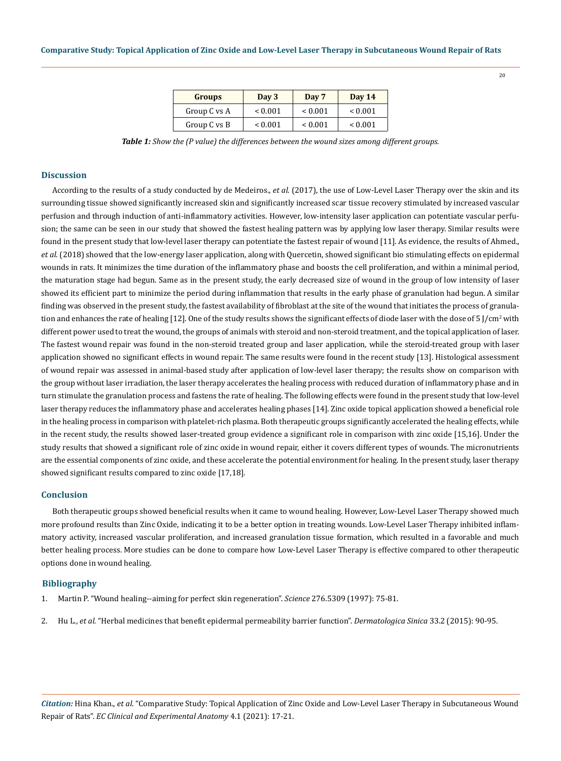| Groups | Day 3 | Day 7 | Day 14 |
|---|---|---|---|
| Group C vs A | < 0.001 | < 0.001 | < 0.001 |
| Group C vs B | < 0.001 | < 0.001 | < 0.001 |

***Table 1:*** *Show the (P value) the differences between the wound sizes among different groups.*

## Discussion

According to the results of a study conducted by de Medeiros., *et al.* (2017), the use of Low-Level Laser Therapy over the skin and its surrounding tissue showed significantly increased skin and significantly increased scar tissue recovery stimulated by increased vascular perfusion and through induction of anti-inflammatory activities. However, low-intensity laser application can potentiate vascular perfusion; the same can be seen in our study that showed the fastest healing pattern was by applying low laser therapy. Similar results were found in the present study that low-level laser therapy can potentiate the fastest repair of wound [11]. As evidence, the results of Ahmed., *et al.* (2018) showed that the low-energy laser application, along with Quercetin, showed significant bio stimulating effects on epidermal wounds in rats. It minimizes the time duration of the inflammatory phase and boosts the cell proliferation, and within a minimal period, the maturation stage had begun. Same as in the present study, the early decreased size of wound in the group of low intensity of laser showed its efficient part to minimize the period during inflammation that results in the early phase of granulation had begun. A similar finding was observed in the present study, the fastest availability of fibroblast at the site of the wound that initiates the process of granulation and enhances the rate of healing [12]. One of the study results shows the significant effects of diode laser with the dose of 5 J/cm$^2$ with different power used to treat the wound, the groups of animals with steroid and non-steroid treatment, and the topical application of laser. The fastest wound repair was found in the non-steroid treated group and laser application, while the steroid-treated group with laser application showed no significant effects in wound repair. The same results were found in the recent study [13]. Histological assessment of wound repair was assessed in animal-based study after application of low-level laser therapy; the results show on comparison with the group without laser irradiation, the laser therapy accelerates the healing process with reduced duration of inflammatory phase and in turn stimulate the granulation process and fastens the rate of healing. The following effects were found in the present study that low-level laser therapy reduces the inflammatory phase and accelerates healing phases [14]. Zinc oxide topical application showed a beneficial role in the healing process in comparison with platelet-rich plasma. Both therapeutic groups significantly accelerated the healing effects, while in the recent study, the results showed laser-treated group evidence a significant role in comparison with zinc oxide [15,16]. Under the study results that showed a significant role of zinc oxide in wound repair, either it covers different types of wounds. The micronutrients are the essential components of zinc oxide, and these accelerate the potential environment for healing. In the present study, laser therapy showed significant results compared to zinc oxide [17,18].

## Conclusion

Both therapeutic groups showed beneficial results when it came to wound healing. However, Low-Level Laser Therapy showed much more profound results than Zinc Oxide, indicating it to be a better option in treating wounds. Low-Level Laser Therapy inhibited inflammatory activity, increased vascular proliferation, and increased granulation tissue formation, which resulted in a favorable and much better healing process. More studies can be done to compare how Low-Level Laser Therapy is effective compared to other therapeutic options done in wound healing.

## Bibliography

1. Martin P. "Wound healing--aiming for perfect skin regeneration". *Science* 276.5309 (1997): 75-81.
2. Hu L., *et al.* "Herbal medicines that benefit epidermal permeability barrier function". *Dermatologica Sinica* 33.2 (2015): 90-95.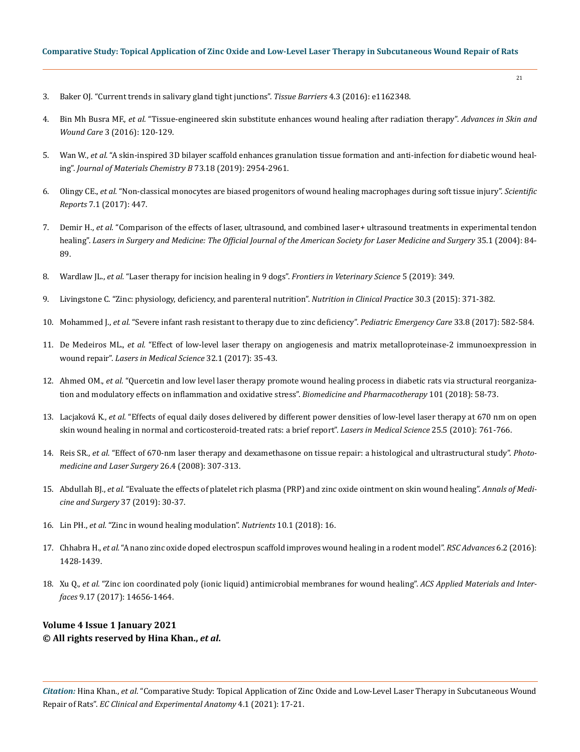3. Baker OJ. "Current trends in salivary gland tight junctions". *Tissue Barriers* 4.3 (2016): e1162348.
4. Bin Mh Busra MF., *et al.* "Tissue-engineered skin substitute enhances wound healing after radiation therapy". *Advances in Skin and Wound Care* 3 (2016): 120-129.
5. Wan W., *et al.* "A skin-inspired 3D bilayer scaffold enhances granulation tissue formation and anti-infection for diabetic wound healing". *Journal of Materials Chemistry B* 73.18 (2019): 2954-2961.
6. Olingy CE., *et al.* "Non-classical monocytes are biased progenitors of wound healing macrophages during soft tissue injury". *Scientific Reports* 7.1 (2017): 447.
7. Demir H., *et al.* "Comparison of the effects of laser, ultrasound, and combined laser+ ultrasound treatments in experimental tendon healing". *Lasers in Surgery and Medicine: The Official Journal of the American Society for Laser Medicine and Surgery* 35.1 (2004): 84-89.
8. Wardlaw JL., *et al.* "Laser therapy for incision healing in 9 dogs". *Frontiers in Veterinary Science* 5 (2019): 349.
9. Livingstone C. "Zinc: physiology, deficiency, and parenteral nutrition". *Nutrition in Clinical Practice* 30.3 (2015): 371-382.
10. Mohammed J., *et al.* "Severe infant rash resistant to therapy due to zinc deficiency". *Pediatric Emergency Care* 33.8 (2017): 582-584.
11. De Medeiros ML., *et al.* "Effect of low-level laser therapy on angiogenesis and matrix metalloproteinase-2 immunoexpression in wound repair". *Lasers in Medical Science* 32.1 (2017): 35-43.
12. Ahmed OM., *et al.* "Quercetin and low level laser therapy promote wound healing process in diabetic rats via structural reorganization and modulatory effects on inflammation and oxidative stress". *Biomedicine and Pharmacotherapy* 101 (2018): 58-73.
13. Lacjaková K., *et al.* "Effects of equal daily doses delivered by different power densities of low-level laser therapy at 670 nm on open skin wound healing in normal and corticosteroid-treated rats: a brief report". *Lasers in Medical Science* 25.5 (2010): 761-766.
14. Reis SR., *et al.* "Effect of 670-nm laser therapy and dexamethasone on tissue repair: a histological and ultrastructural study". *Photomedicine and Laser Surgery* 26.4 (2008): 307-313.
15. Abdullah BJ., *et al.* "Evaluate the effects of platelet rich plasma (PRP) and zinc oxide ointment on skin wound healing". *Annals of Medicine and Surgery* 37 (2019): 30-37.
16. Lin PH., *et al.* "Zinc in wound healing modulation". *Nutrients* 10.1 (2018): 16.
17. Chhabra H., *et al.* "A nano zinc oxide doped electrospun scaffold improves wound healing in a rodent model". *RSC Advances* 6.2 (2016): 1428-1439.
18. Xu Q., *et al.* "Zinc ion coordinated poly (ionic liquid) antimicrobial membranes for wound healing". *ACS Applied Materials and Interfaces* 9.17 (2017): 14656-1464.

**Volume 4 Issue 1 January 2021**
**© All rights reserved by Hina Khan., *et al*.**